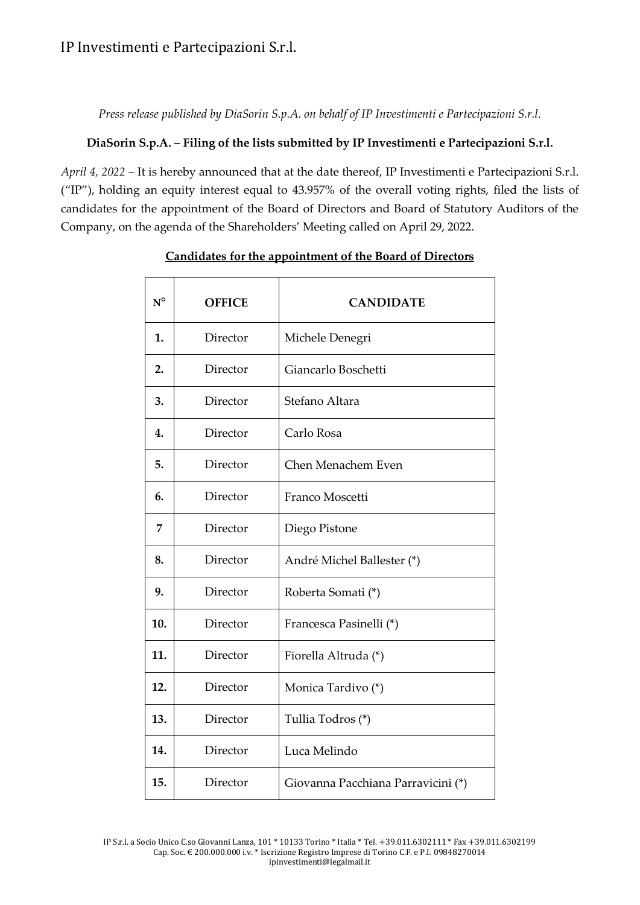# IP Investimenti e Partecipazioni S.r.l.

*Press release published by DiaSorin S.p.A. on behalf of IP Investimenti e Partecipazioni S.r.l.*

**DiaSorin S.p.A. – Filing of the lists submitted by IP Investimenti e Partecipazioni S.r.l.**

*April 4, 2022* – It is hereby announced that at the date thereof, IP Investimenti e Partecipazioni S.r.l. ("IP"), holding an equity interest equal to 43.957% of the overall voting rights, filed the lists of candidates for the appointment of the Board of Directors and Board of Statutory Auditors of the Company, on the agenda of the Shareholders' Meeting called on April 29, 2022.

**Candidates for the appointment of the Board of Directors**

| N° | OFFICE | CANDIDATE |
|---|---|---|
| 1. | Director | Michele Denegri |
| 2. | Director | Giancarlo Boschetti |
| 3. | Director | Stefano Altara |
| 4. | Director | Carlo Rosa |
| 5. | Director | Chen Menachem Even |
| 6. | Director | Franco Moscetti |
| 7 | Director | Diego Pistone |
| 8. | Director | André Michel Ballester (*) |
| 9. | Director | Roberta Somati (*) |
| 10. | Director | Francesca Pasinelli (*) |
| 11. | Director | Fiorella Altruda (*) |
| 12. | Director | Monica Tardivo (*) |
| 13. | Director | Tullia Todros (*) |
| 14. | Director | Luca Melindo |
| 15. | Director | Giovanna Pacchiana Parravicini (*) |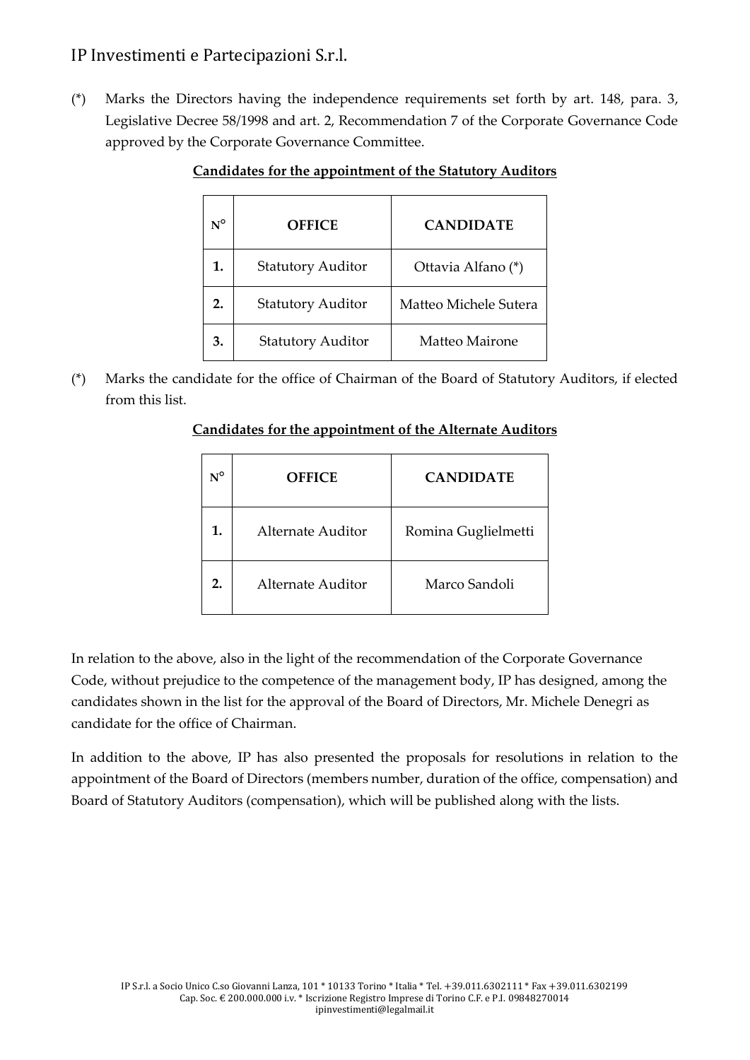(*) Marks the Directors having the independence requirements set forth by art. 148, para. 3, Legislative Decree 58/1998 and art. 2, Recommendation 7 of the Corporate Governance Code approved by the Corporate Governance Committee.

**Candidates for the appointment of the Statutory Auditors**

| N° | OFFICE | CANDIDATE |
|---|---|---|
| **1.** | Statutory Auditor | Ottavia Alfano (*) |
| **2.** | Statutory Auditor | Matteo Michele Sutera |
| **3.** | Statutory Auditor | Matteo Mairone |

(*) Marks the candidate for the office of Chairman of the Board of Statutory Auditors, if elected from this list.

**Candidates for the appointment of the Alternate Auditors**

| N° | OFFICE | CANDIDATE |
|---|---|---|
| **1.** | Alternate Auditor | Romina Guglielmetti |
| **2.** | Alternate Auditor | Marco Sandoli |

In relation to the above, also in the light of the recommendation of the Corporate Governance Code, without prejudice to the competence of the management body, IP has designed, among the candidates shown in the list for the approval of the Board of Directors, Mr. Michele Denegri as candidate for the office of Chairman.

In addition to the above, IP has also presented the proposals for resolutions in relation to the appointment of the Board of Directors (members number, duration of the office, compensation) and Board of Statutory Auditors (compensation), which will be published along with the lists.